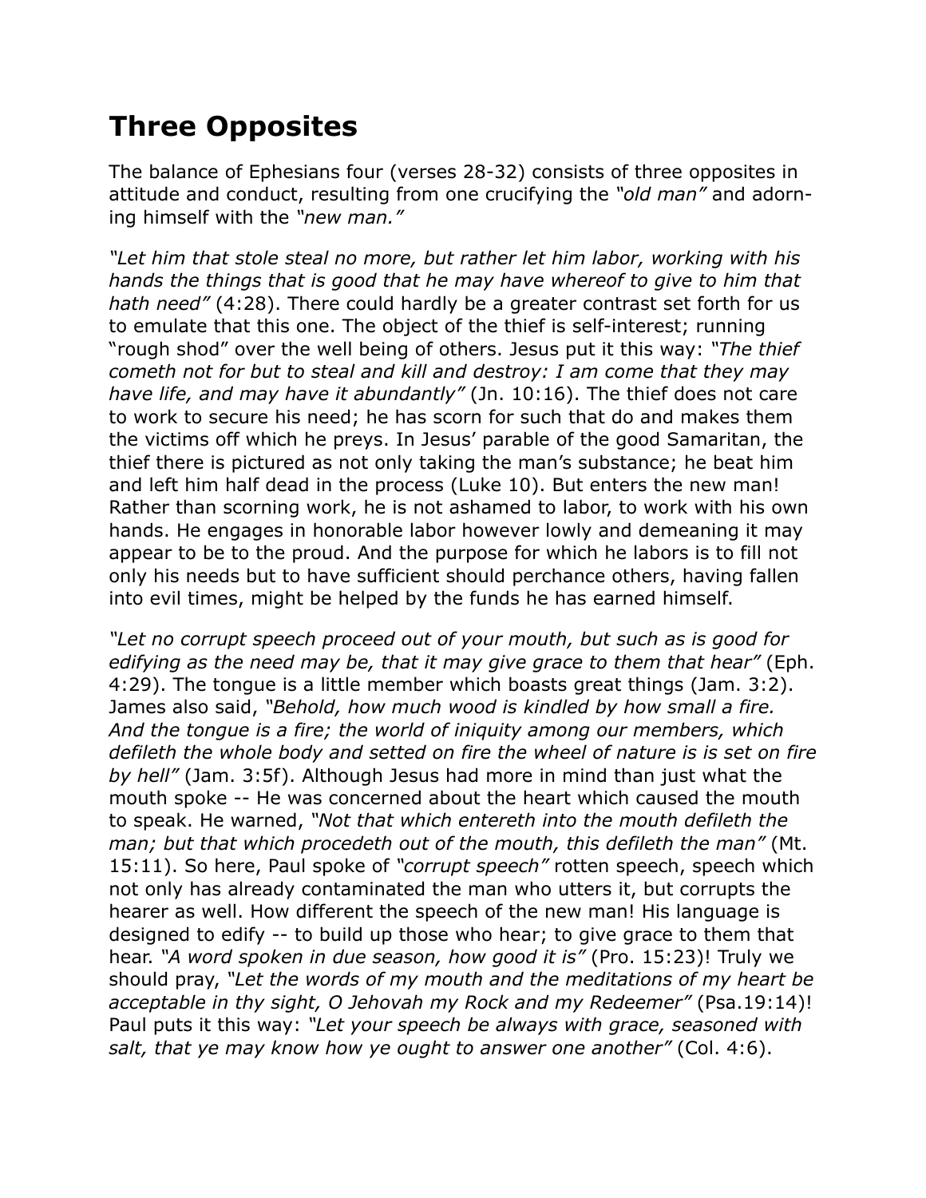## Three Opposites

The balance of Ephesians four (verses 28-32) consists of three opposites in attitude and conduct, resulting from one crucifying the *"old man"* and adorning himself with the *"new man."*

*"Let him that stole steal no more, but rather let him labor, working with his hands the things that is good that he may have whereof to give to him that hath need"* (4:28). There could hardly be a greater contrast set forth for us to emulate that this one. The object of the thief is self-interest; running "rough shod" over the well being of others. Jesus put it this way: *"The thief cometh not for but to steal and kill and destroy: I am come that they may have life, and may have it abundantly"* (Jn. 10:16). The thief does not care to work to secure his need; he has scorn for such that do and makes them the victims off which he preys. In Jesus' parable of the good Samaritan, the thief there is pictured as not only taking the man's substance; he beat him and left him half dead in the process (Luke 10). But enters the new man! Rather than scorning work, he is not ashamed to labor, to work with his own hands. He engages in honorable labor however lowly and demeaning it may appear to be to the proud. And the purpose for which he labors is to fill not only his needs but to have sufficient should perchance others, having fallen into evil times, might be helped by the funds he has earned himself.

*"Let no corrupt speech proceed out of your mouth, but such as is good for edifying as the need may be, that it may give grace to them that hear"* (Eph. 4:29). The tongue is a little member which boasts great things (Jam. 3:2). James also said, *"Behold, how much wood is kindled by how small a fire. And the tongue is a fire; the world of iniquity among our members, which defileth the whole body and setted on fire the wheel of nature is is set on fire by hell"* (Jam. 3:5f). Although Jesus had more in mind than just what the mouth spoke -- He was concerned about the heart which caused the mouth to speak. He warned, *"Not that which entereth into the mouth defileth the man; but that which procedeth out of the mouth, this defileth the man"* (Mt. 15:11). So here, Paul spoke of *"corrupt speech"* rotten speech, speech which not only has already contaminated the man who utters it, but corrupts the hearer as well. How different the speech of the new man! His language is designed to edify -- to build up those who hear; to give grace to them that hear. *"A word spoken in due season, how good it is"* (Pro. 15:23)! Truly we should pray, *"Let the words of my mouth and the meditations of my heart be acceptable in thy sight, O Jehovah my Rock and my Redeemer"* (Psa.19:14)! Paul puts it this way: *"Let your speech be always with grace, seasoned with salt, that ye may know how ye ought to answer one another"* (Col. 4:6).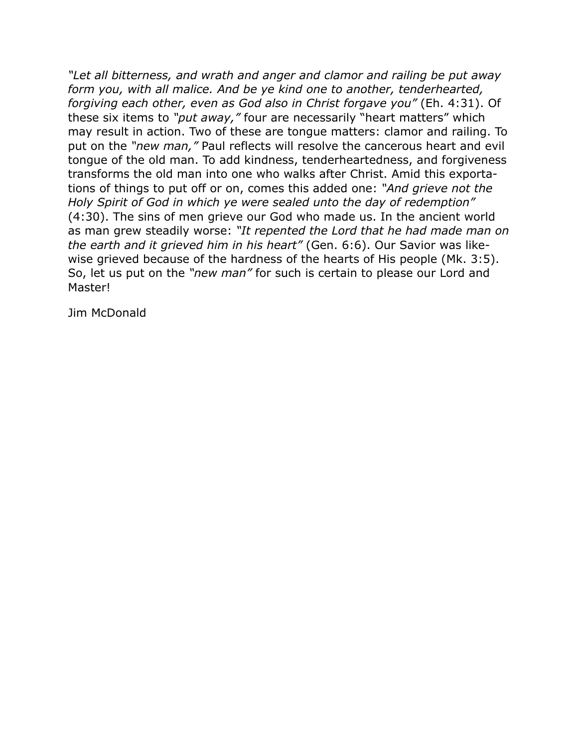*"Let all bitterness, and wrath and anger and clamor and railing be put away form you, with all malice. And be ye kind one to another, tenderhearted, forgiving each other, even as God also in Christ forgave you"* (Eh. 4:31). Of these six items to *"put away,"* four are necessarily "heart matters" which may result in action. Two of these are tongue matters: clamor and railing. To put on the *"new man,"* Paul reflects will resolve the cancerous heart and evil tongue of the old man. To add kindness, tenderheartedness, and forgiveness transforms the old man into one who walks after Christ. Amid this exportations of things to put off or on, comes this added one: *"And grieve not the Holy Spirit of God in which ye were sealed unto the day of redemption"* (4:30). The sins of men grieve our God who made us. In the ancient world as man grew steadily worse: *"It repented the Lord that he had made man on the earth and it grieved him in his heart"* (Gen. 6:6). Our Savior was likewise grieved because of the hardness of the hearts of His people (Mk. 3:5). So, let us put on the *"new man"* for such is certain to please our Lord and Master!

Jim McDonald